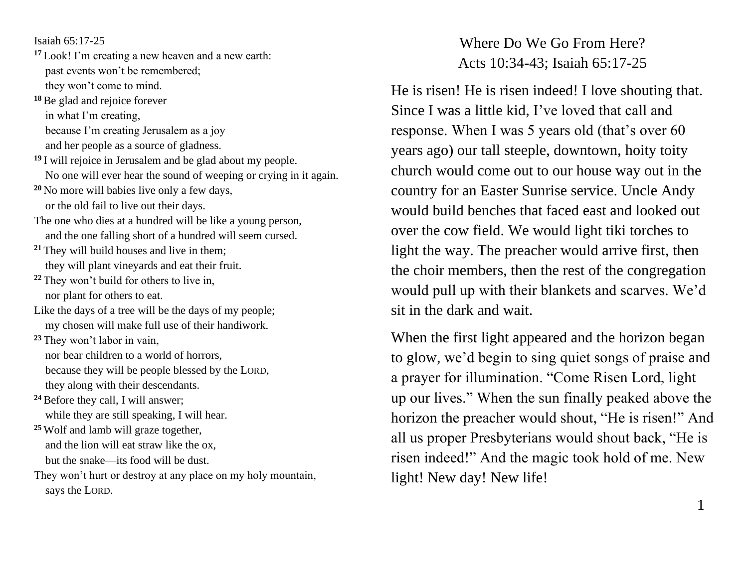Isaiah 65:17-25

[17] Look! I'm creating a new heaven and a new earth:
past events won't be remembered;
they won't come to mind.
[18] Be glad and rejoice forever
in what I'm creating,
because I'm creating Jerusalem as a joy
and her people as a source of gladness.
[19] I will rejoice in Jerusalem and be glad about my people.
No one will ever hear the sound of weeping or crying in it again.
[20] No more will babies live only a few days,
or the old fail to live out their days.
The one who dies at a hundred will be like a young person,
and the one falling short of a hundred will seem cursed.
[21] They will build houses and live in them;
they will plant vineyards and eat their fruit.
[22] They won't build for others to live in,
nor plant for others to eat.
Like the days of a tree will be the days of my people;
my chosen will make full use of their handiwork.
[23] They won't labor in vain,
nor bear children to a world of horrors,
because they will be people blessed by the LORD,
they along with their descendants.
[24] Before they call, I will answer;
while they are still speaking, I will hear.
[25] Wolf and lamb will graze together,
and the lion will eat straw like the ox,
but the snake—its food will be dust.
They won't hurt or destroy at any place on my holy mountain,
says the LORD.

# Where Do We Go From Here?

## Acts 10:34-43; Isaiah 65:17-25

He is risen! He is risen indeed! I love shouting that. Since I was a little kid, I've loved that call and response. When I was 5 years old (that's over 60 years ago) our tall steeple, downtown, hoity toity church would come out to our house way out in the country for an Easter Sunrise service. Uncle Andy would build benches that faced east and looked out over the cow field. We would light tiki torches to light the way. The preacher would arrive first, then the choir members, then the rest of the congregation would pull up with their blankets and scarves. We'd sit in the dark and wait.

When the first light appeared and the horizon began to glow, we'd begin to sing quiet songs of praise and a prayer for illumination. "Come Risen Lord, light up our lives." When the sun finally peaked above the horizon the preacher would shout, "He is risen!" And all us proper Presbyterians would shout back, "He is risen indeed!" And the magic took hold of me. New light! New day! New life!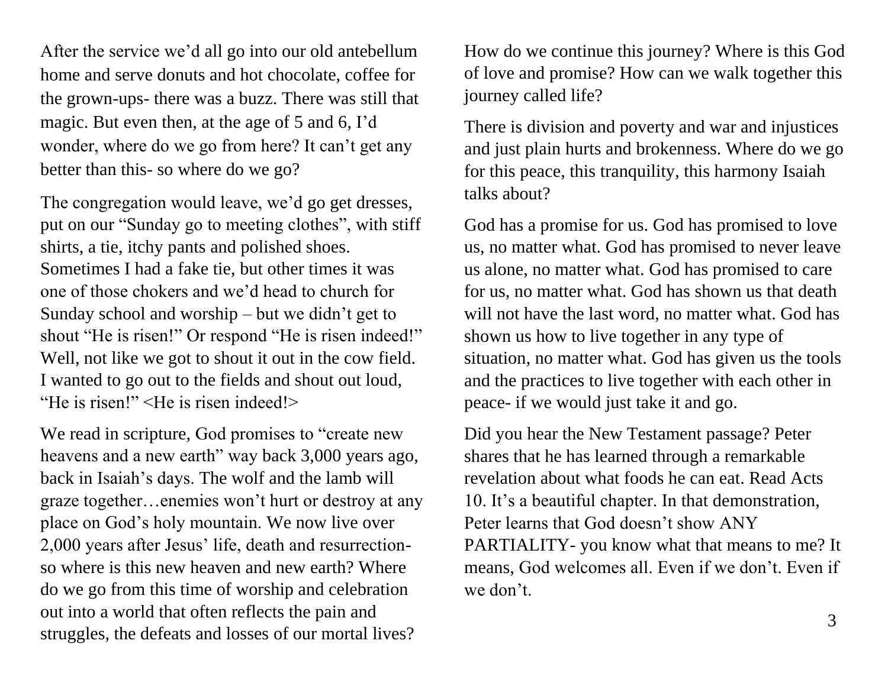After the service we'd all go into our old antebellum home and serve donuts and hot chocolate, coffee for the grown-ups- there was a buzz. There was still that magic. But even then, at the age of 5 and 6, I'd wonder, where do we go from here? It can't get any better than this- so where do we go?

The congregation would leave, we'd go get dresses, put on our "Sunday go to meeting clothes", with stiff shirts, a tie, itchy pants and polished shoes. Sometimes I had a fake tie, but other times it was one of those chokers and we'd head to church for Sunday school and worship – but we didn't get to shout "He is risen!" Or respond "He is risen indeed!" Well, not like we got to shout it out in the cow field. I wanted to go out to the fields and shout out loud, "He is risen!" <He is risen indeed!>

We read in scripture, God promises to "create new heavens and a new earth" way back 3,000 years ago, back in Isaiah's days. The wolf and the lamb will graze together…enemies won't hurt or destroy at any place on God's holy mountain. We now live over 2,000 years after Jesus' life, death and resurrection- so where is this new heaven and new earth? Where do we go from this time of worship and celebration out into a world that often reflects the pain and struggles, the defeats and losses of our mortal lives?

How do we continue this journey? Where is this God of love and promise? How can we walk together this journey called life?

There is division and poverty and war and injustices and just plain hurts and brokenness. Where do we go for this peace, this tranquility, this harmony Isaiah talks about?

God has a promise for us. God has promised to love us, no matter what. God has promised to never leave us alone, no matter what. God has promised to care for us, no matter what. God has shown us that death will not have the last word, no matter what. God has shown us how to live together in any type of situation, no matter what. God has given us the tools and the practices to live together with each other in peace- if we would just take it and go.

Did you hear the New Testament passage? Peter shares that he has learned through a remarkable revelation about what foods he can eat. Read Acts 10. It's a beautiful chapter. In that demonstration, Peter learns that God doesn't show ANY PARTIALITY- you know what that means to me? It means, God welcomes all. Even if we don't. Even if we don't.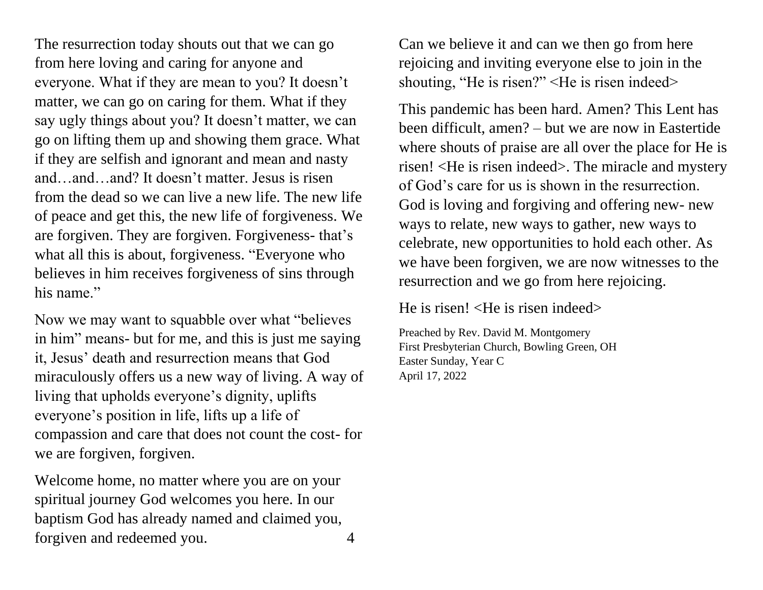The resurrection today shouts out that we can go from here loving and caring for anyone and everyone. What if they are mean to you? It doesn't matter, we can go on caring for them. What if they say ugly things about you? It doesn't matter, we can go on lifting them up and showing them grace. What if they are selfish and ignorant and mean and nasty and…and…and? It doesn't matter. Jesus is risen from the dead so we can live a new life. The new life of peace and get this, the new life of forgiveness. We are forgiven. They are forgiven. Forgiveness- that's what all this is about, forgiveness. "Everyone who believes in him receives forgiveness of sins through his name."

Now we may want to squabble over what "believes in him" means- but for me, and this is just me saying it, Jesus' death and resurrection means that God miraculously offers us a new way of living. A way of living that upholds everyone's dignity, uplifts everyone's position in life, lifts up a life of compassion and care that does not count the cost- for we are forgiven, forgiven.

Welcome home, no matter where you are on your spiritual journey God welcomes you here. In our baptism God has already named and claimed you, forgiven and redeemed you.

Can we believe it and can we then go from here rejoicing and inviting everyone else to join in the shouting, "He is risen?" <He is risen indeed>

This pandemic has been hard. Amen? This Lent has been difficult, amen? – but we are now in Eastertide where shouts of praise are all over the place for He is risen! <He is risen indeed>. The miracle and mystery of God's care for us is shown in the resurrection. God is loving and forgiving and offering new- new ways to relate, new ways to gather, new ways to celebrate, new opportunities to hold each other. As we have been forgiven, we are now witnesses to the resurrection and we go from here rejoicing.

He is risen! <He is risen indeed>

Preached by Rev. David M. Montgomery
First Presbyterian Church, Bowling Green, OH
Easter Sunday, Year C
April 17, 2022